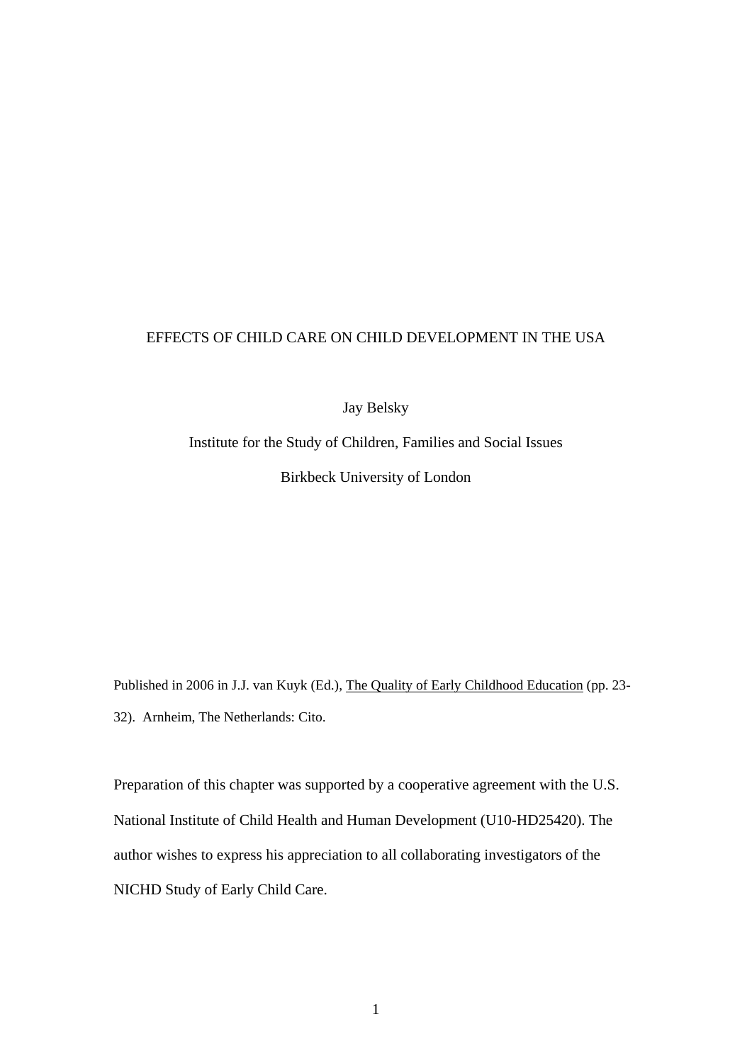# EFFECTS OF CHILD CARE ON CHILD DEVELOPMENT IN THE USA

Jay Belsky

Institute for the Study of Children, Families and Social Issues

Birkbeck University of London

Published in 2006 in J.J. van Kuyk (Ed.), The Quality of Early Childhood Education (pp. 23-32). Arnheim, The Netherlands: Cito.

Preparation of this chapter was supported by a cooperative agreement with the U.S. National Institute of Child Health and Human Development (U10-HD25420). The author wishes to express his appreciation to all collaborating investigators of the NICHD Study of Early Child Care.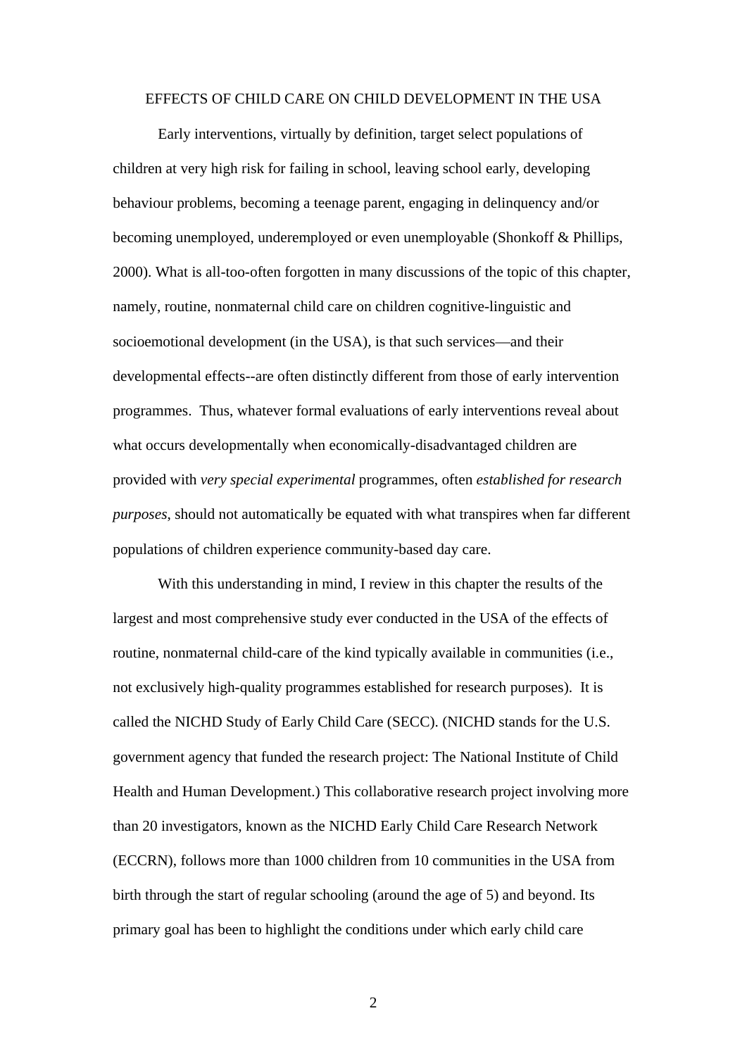EFFECTS OF CHILD CARE ON CHILD DEVELOPMENT IN THE USA

Early interventions, virtually by definition, target select populations of children at very high risk for failing in school, leaving school early, developing behaviour problems, becoming a teenage parent, engaging in delinquency and/or becoming unemployed, underemployed or even unemployable (Shonkoff & Phillips, 2000). What is all-too-often forgotten in many discussions of the topic of this chapter, namely, routine, nonmaternal child care on children cognitive-linguistic and socioemotional development (in the USA), is that such services—and their developmental effects--are often distinctly different from those of early intervention programmes. Thus, whatever formal evaluations of early interventions reveal about what occurs developmentally when economically-disadvantaged children are provided with *very special experimental* programmes, often *established for research purposes*, should not automatically be equated with what transpires when far different populations of children experience community-based day care.

With this understanding in mind, I review in this chapter the results of the largest and most comprehensive study ever conducted in the USA of the effects of routine, nonmaternal child-care of the kind typically available in communities (i.e., not exclusively high-quality programmes established for research purposes). It is called the NICHD Study of Early Child Care (SECC). (NICHD stands for the U.S. government agency that funded the research project: The National Institute of Child Health and Human Development.) This collaborative research project involving more than 20 investigators, known as the NICHD Early Child Care Research Network (ECCRN), follows more than 1000 children from 10 communities in the USA from birth through the start of regular schooling (around the age of 5) and beyond. Its primary goal has been to highlight the conditions under which early child care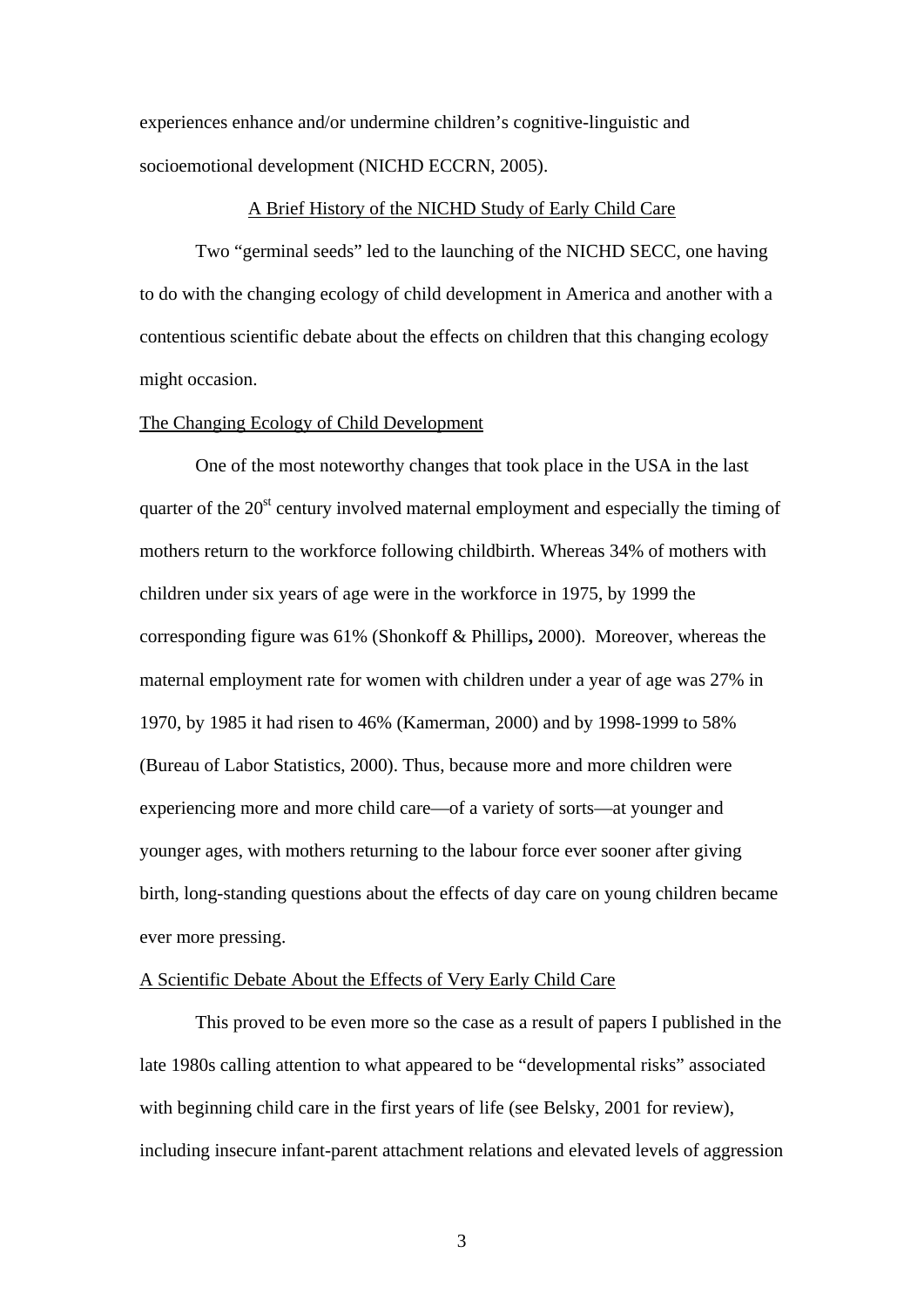experiences enhance and/or undermine children's cognitive-linguistic and socioemotional development (NICHD ECCRN, 2005).

## A Brief History of the NICHD Study of Early Child Care

Two "germinal seeds" led to the launching of the NICHD SECC, one having to do with the changing ecology of child development in America and another with a contentious scientific debate about the effects on children that this changing ecology might occasion.

### The Changing Ecology of Child Development

One of the most noteworthy changes that took place in the USA in the last quarter of the 20st century involved maternal employment and especially the timing of mothers return to the workforce following childbirth. Whereas 34% of mothers with children under six years of age were in the workforce in 1975, by 1999 the corresponding figure was 61% (Shonkoff & Phillips, 2000). Moreover, whereas the maternal employment rate for women with children under a year of age was 27% in 1970, by 1985 it had risen to 46% (Kamerman, 2000) and by 1998-1999 to 58% (Bureau of Labor Statistics, 2000). Thus, because more and more children were experiencing more and more child care—of a variety of sorts—at younger and younger ages, with mothers returning to the labour force ever sooner after giving birth, long-standing questions about the effects of day care on young children became ever more pressing.

### A Scientific Debate About the Effects of Very Early Child Care

This proved to be even more so the case as a result of papers I published in the late 1980s calling attention to what appeared to be "developmental risks" associated with beginning child care in the first years of life (see Belsky, 2001 for review), including insecure infant-parent attachment relations and elevated levels of aggression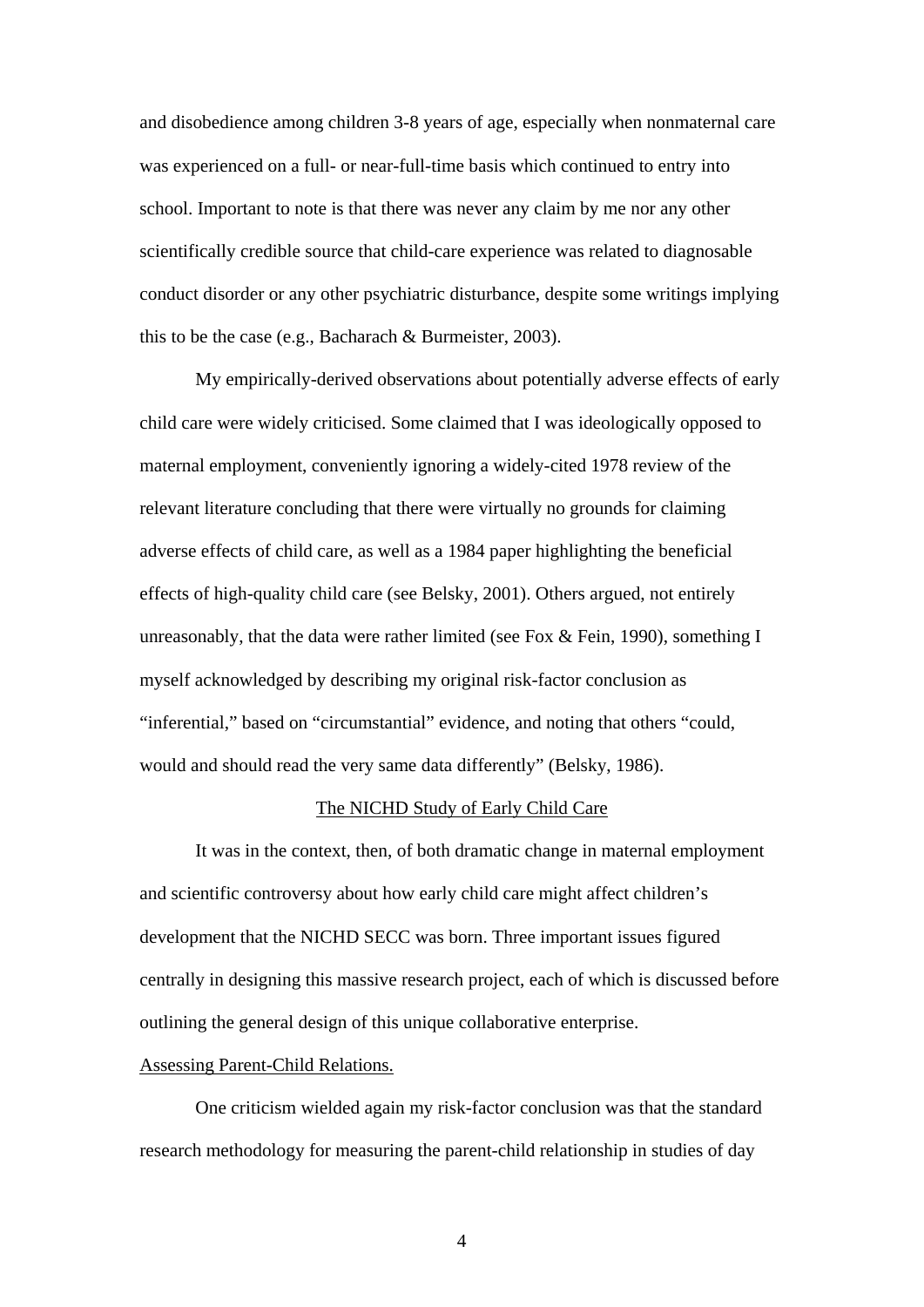and disobedience among children 3-8 years of age, especially when nonmaternal care was experienced on a full- or near-full-time basis which continued to entry into school. Important to note is that there was never any claim by me nor any other scientifically credible source that child-care experience was related to diagnosable conduct disorder or any other psychiatric disturbance, despite some writings implying this to be the case (e.g., Bacharach & Burmeister, 2003).

My empirically-derived observations about potentially adverse effects of early child care were widely criticised. Some claimed that I was ideologically opposed to maternal employment, conveniently ignoring a widely-cited 1978 review of the relevant literature concluding that there were virtually no grounds for claiming adverse effects of child care, as well as a 1984 paper highlighting the beneficial effects of high-quality child care (see Belsky, 2001). Others argued, not entirely unreasonably, that the data were rather limited (see Fox & Fein, 1990), something I myself acknowledged by describing my original risk-factor conclusion as "inferential," based on "circumstantial" evidence, and noting that others "could, would and should read the very same data differently" (Belsky, 1986).

## The NICHD Study of Early Child Care

It was in the context, then, of both dramatic change in maternal employment and scientific controversy about how early child care might affect children's development that the NICHD SECC was born. Three important issues figured centrally in designing this massive research project, each of which is discussed before outlining the general design of this unique collaborative enterprise.

### Assessing Parent-Child Relations.

One criticism wielded again my risk-factor conclusion was that the standard research methodology for measuring the parent-child relationship in studies of day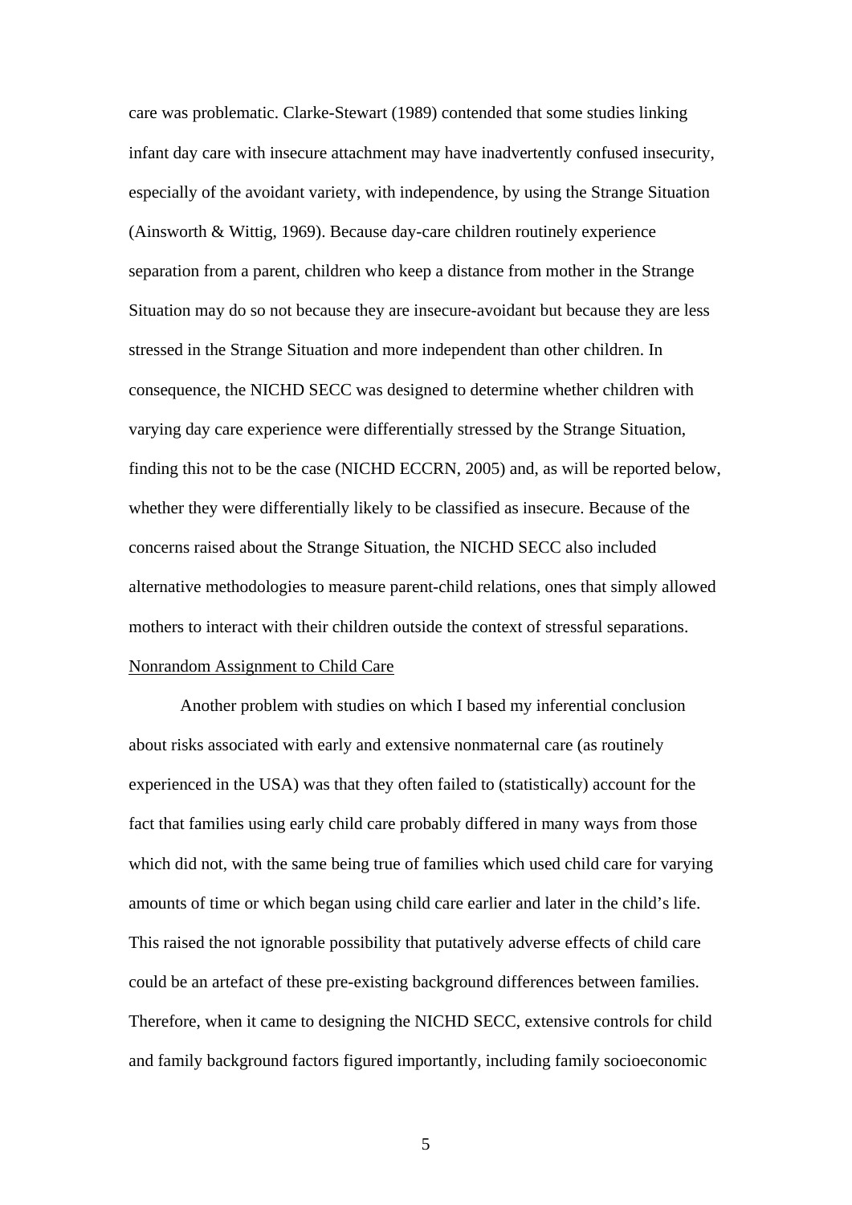care was problematic. Clarke-Stewart (1989) contended that some studies linking infant day care with insecure attachment may have inadvertently confused insecurity, especially of the avoidant variety, with independence, by using the Strange Situation (Ainsworth & Wittig, 1969). Because day-care children routinely experience separation from a parent, children who keep a distance from mother in the Strange Situation may do so not because they are insecure-avoidant but because they are less stressed in the Strange Situation and more independent than other children. In consequence, the NICHD SECC was designed to determine whether children with varying day care experience were differentially stressed by the Strange Situation, finding this not to be the case (NICHD ECCRN, 2005) and, as will be reported below, whether they were differentially likely to be classified as insecure. Because of the concerns raised about the Strange Situation, the NICHD SECC also included alternative methodologies to measure parent-child relations, ones that simply allowed mothers to interact with their children outside the context of stressful separations.

<u>Nonrandom Assignment to Child Care</u>

Another problem with studies on which I based my inferential conclusion about risks associated with early and extensive nonmaternal care (as routinely experienced in the USA) was that they often failed to (statistically) account for the fact that families using early child care probably differed in many ways from those which did not, with the same being true of families which used child care for varying amounts of time or which began using child care earlier and later in the child's life. This raised the not ignorable possibility that putatively adverse effects of child care could be an artefact of these pre-existing background differences between families. Therefore, when it came to designing the NICHD SECC, extensive controls for child and family background factors figured importantly, including family socioeconomic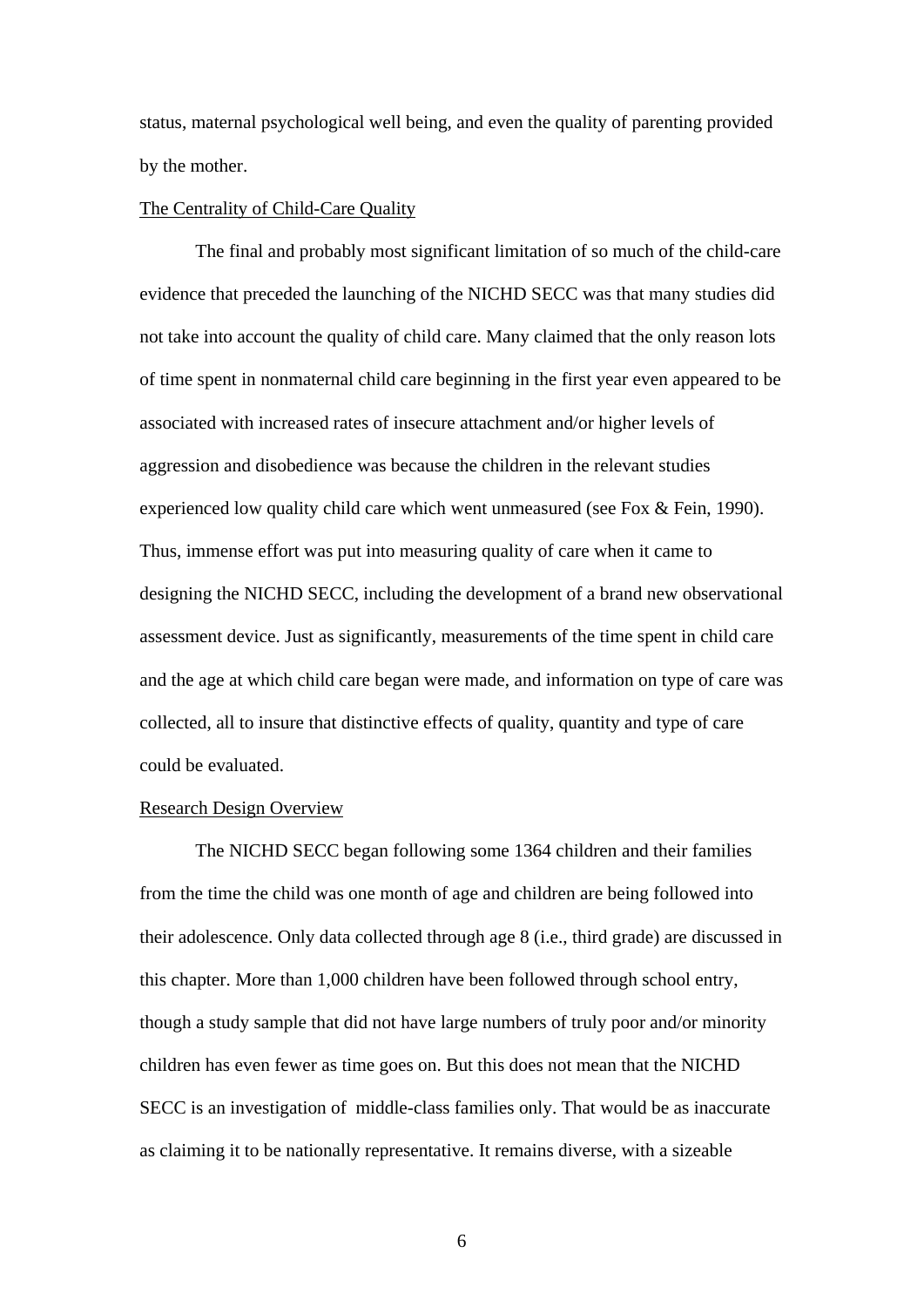status, maternal psychological well being, and even the quality of parenting provided by the mother.

### The Centrality of Child-Care Quality

The final and probably most significant limitation of so much of the child-care evidence that preceded the launching of the NICHD SECC was that many studies did not take into account the quality of child care. Many claimed that the only reason lots of time spent in nonmaternal child care beginning in the first year even appeared to be associated with increased rates of insecure attachment and/or higher levels of aggression and disobedience was because the children in the relevant studies experienced low quality child care which went unmeasured (see Fox & Fein, 1990). Thus, immense effort was put into measuring quality of care when it came to designing the NICHD SECC, including the development of a brand new observational assessment device. Just as significantly, measurements of the time spent in child care and the age at which child care began were made, and information on type of care was collected, all to insure that distinctive effects of quality, quantity and type of care could be evaluated.

### Research Design Overview

The NICHD SECC began following some 1364 children and their families from the time the child was one month of age and children are being followed into their adolescence. Only data collected through age 8 (i.e., third grade) are discussed in this chapter. More than 1,000 children have been followed through school entry, though a study sample that did not have large numbers of truly poor and/or minority children has even fewer as time goes on. But this does not mean that the NICHD SECC is an investigation of middle-class families only. That would be as inaccurate as claiming it to be nationally representative. It remains diverse, with a sizeable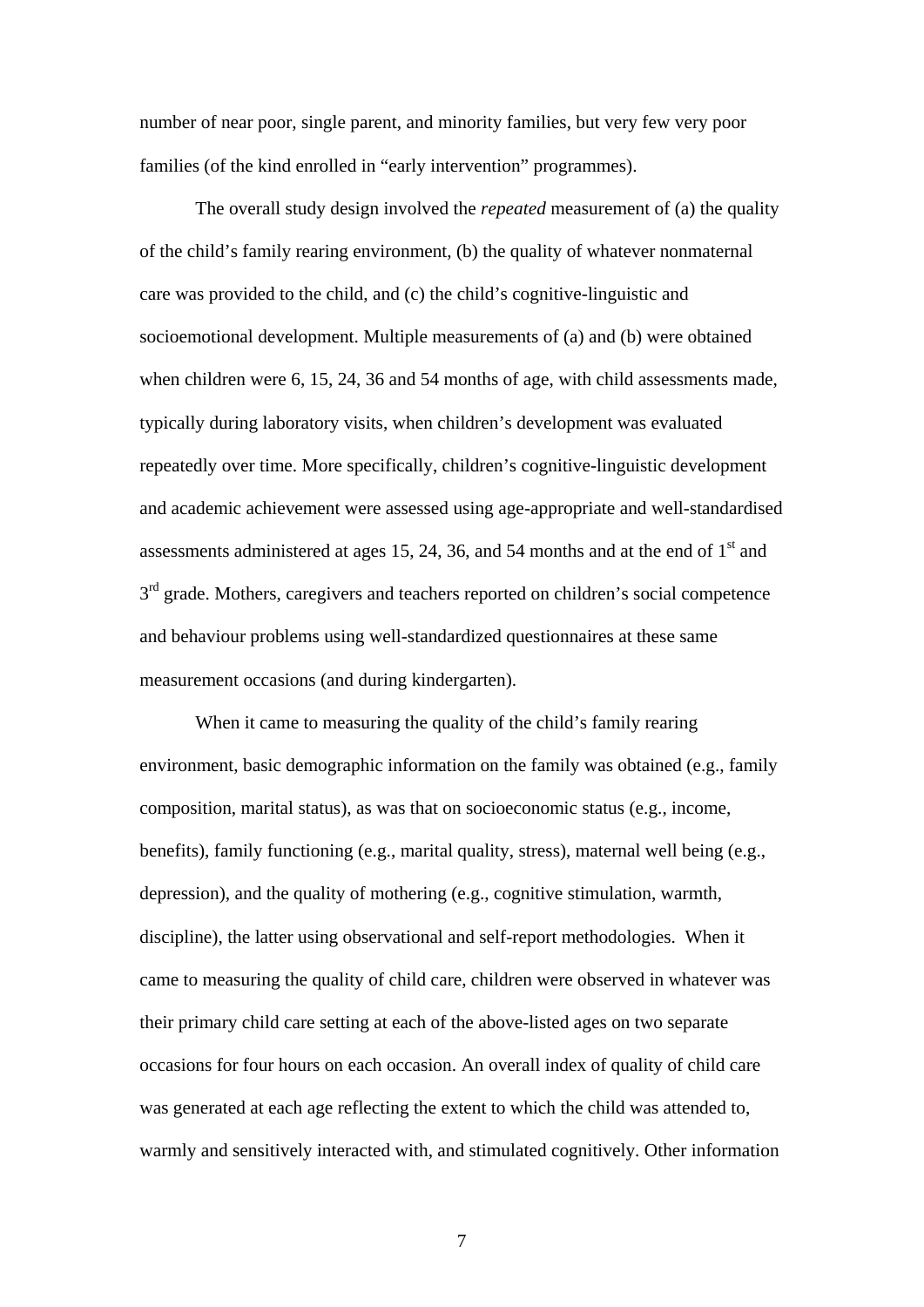number of near poor, single parent, and minority families, but very few very poor families (of the kind enrolled in "early intervention" programmes).

The overall study design involved the *repeated* measurement of (a) the quality of the child's family rearing environment, (b) the quality of whatever nonmaternal care was provided to the child, and (c) the child's cognitive-linguistic and socioemotional development. Multiple measurements of (a) and (b) were obtained when children were 6, 15, 24, 36 and 54 months of age, with child assessments made, typically during laboratory visits, when children's development was evaluated repeatedly over time. More specifically, children's cognitive-linguistic development and academic achievement were assessed using age-appropriate and well-standardised assessments administered at ages 15, 24, 36, and 54 months and at the end of 1st and 3rd grade. Mothers, caregivers and teachers reported on children's social competence and behaviour problems using well-standardized questionnaires at these same measurement occasions (and during kindergarten).

When it came to measuring the quality of the child's family rearing environment, basic demographic information on the family was obtained (e.g., family composition, marital status), as was that on socioeconomic status (e.g., income, benefits), family functioning (e.g., marital quality, stress), maternal well being (e.g., depression), and the quality of mothering (e.g., cognitive stimulation, warmth, discipline), the latter using observational and self-report methodologies. When it came to measuring the quality of child care, children were observed in whatever was their primary child care setting at each of the above-listed ages on two separate occasions for four hours on each occasion. An overall index of quality of child care was generated at each age reflecting the extent to which the child was attended to, warmly and sensitively interacted with, and stimulated cognitively. Other information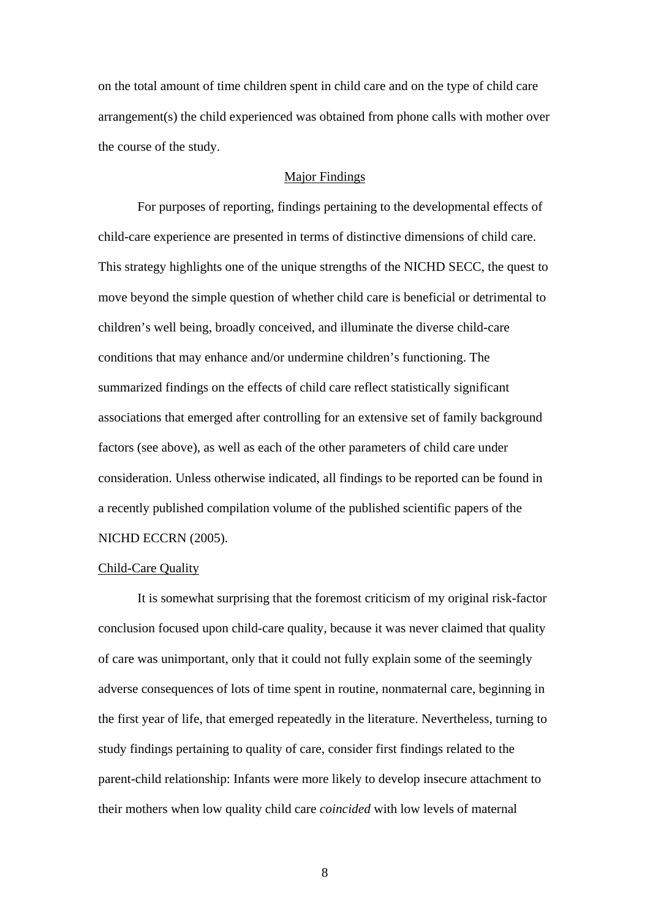on the total amount of time children spent in child care and on the type of child care arrangement(s) the child experienced was obtained from phone calls with mother over the course of the study.

## Major Findings

For purposes of reporting, findings pertaining to the developmental effects of child-care experience are presented in terms of distinctive dimensions of child care. This strategy highlights one of the unique strengths of the NICHD SECC, the quest to move beyond the simple question of whether child care is beneficial or detrimental to children's well being, broadly conceived, and illuminate the diverse child-care conditions that may enhance and/or undermine children's functioning. The summarized findings on the effects of child care reflect statistically significant associations that emerged after controlling for an extensive set of family background factors (see above), as well as each of the other parameters of child care under consideration. Unless otherwise indicated, all findings to be reported can be found in a recently published compilation volume of the published scientific papers of the NICHD ECCRN (2005).

### Child-Care Quality

It is somewhat surprising that the foremost criticism of my original risk-factor conclusion focused upon child-care quality, because it was never claimed that quality of care was unimportant, only that it could not fully explain some of the seemingly adverse consequences of lots of time spent in routine, nonmaternal care, beginning in the first year of life, that emerged repeatedly in the literature. Nevertheless, turning to study findings pertaining to quality of care, consider first findings related to the parent-child relationship: Infants were more likely to develop insecure attachment to their mothers when low quality child care *coincided* with low levels of maternal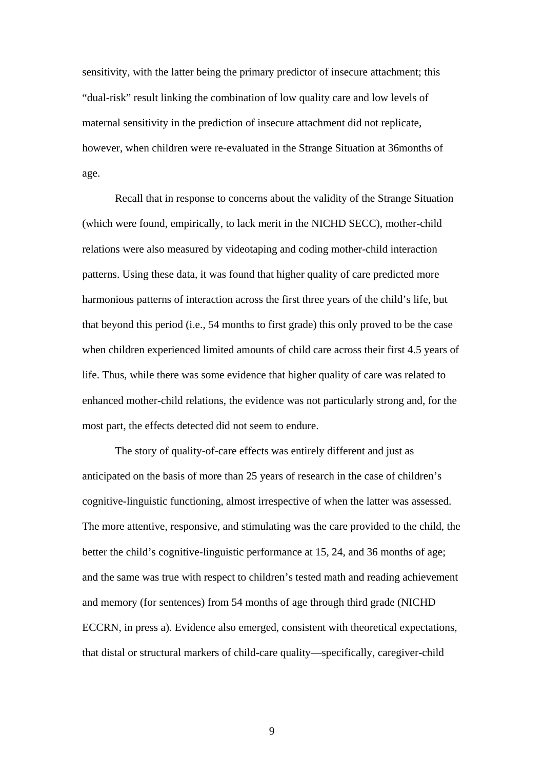sensitivity, with the latter being the primary predictor of insecure attachment; this "dual-risk" result linking the combination of low quality care and low levels of maternal sensitivity in the prediction of insecure attachment did not replicate, however, when children were re-evaluated in the Strange Situation at 36months of age.

Recall that in response to concerns about the validity of the Strange Situation (which were found, empirically, to lack merit in the NICHD SECC), mother-child relations were also measured by videotaping and coding mother-child interaction patterns. Using these data, it was found that higher quality of care predicted more harmonious patterns of interaction across the first three years of the child's life, but that beyond this period (i.e., 54 months to first grade) this only proved to be the case when children experienced limited amounts of child care across their first 4.5 years of life. Thus, while there was some evidence that higher quality of care was related to enhanced mother-child relations, the evidence was not particularly strong and, for the most part, the effects detected did not seem to endure.

The story of quality-of-care effects was entirely different and just as anticipated on the basis of more than 25 years of research in the case of children's cognitive-linguistic functioning, almost irrespective of when the latter was assessed. The more attentive, responsive, and stimulating was the care provided to the child, the better the child's cognitive-linguistic performance at 15, 24, and 36 months of age; and the same was true with respect to children's tested math and reading achievement and memory (for sentences) from 54 months of age through third grade (NICHD ECCRN, in press a). Evidence also emerged, consistent with theoretical expectations, that distal or structural markers of child-care quality—specifically, caregiver-child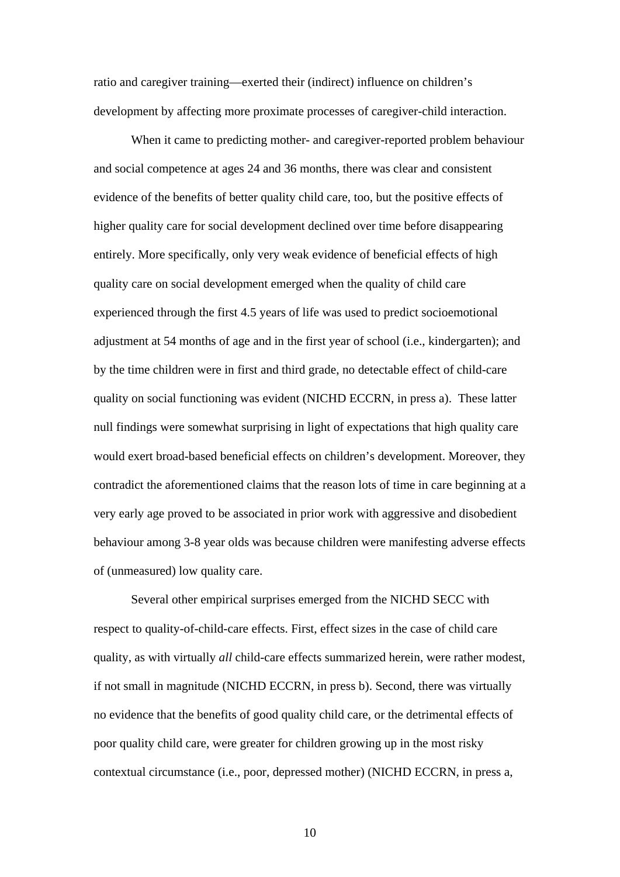ratio and caregiver training—exerted their (indirect) influence on children's development by affecting more proximate processes of caregiver-child interaction.

When it came to predicting mother- and caregiver-reported problem behaviour and social competence at ages 24 and 36 months, there was clear and consistent evidence of the benefits of better quality child care, too, but the positive effects of higher quality care for social development declined over time before disappearing entirely. More specifically, only very weak evidence of beneficial effects of high quality care on social development emerged when the quality of child care experienced through the first 4.5 years of life was used to predict socioemotional adjustment at 54 months of age and in the first year of school (i.e., kindergarten); and by the time children were in first and third grade, no detectable effect of child-care quality on social functioning was evident (NICHD ECCRN, in press a). These latter null findings were somewhat surprising in light of expectations that high quality care would exert broad-based beneficial effects on children's development. Moreover, they contradict the aforementioned claims that the reason lots of time in care beginning at a very early age proved to be associated in prior work with aggressive and disobedient behaviour among 3-8 year olds was because children were manifesting adverse effects of (unmeasured) low quality care.

Several other empirical surprises emerged from the NICHD SECC with respect to quality-of-child-care effects. First, effect sizes in the case of child care quality, as with virtually *all* child-care effects summarized herein, were rather modest, if not small in magnitude (NICHD ECCRN, in press b). Second, there was virtually no evidence that the benefits of good quality child care, or the detrimental effects of poor quality child care, were greater for children growing up in the most risky contextual circumstance (i.e., poor, depressed mother) (NICHD ECCRN, in press a,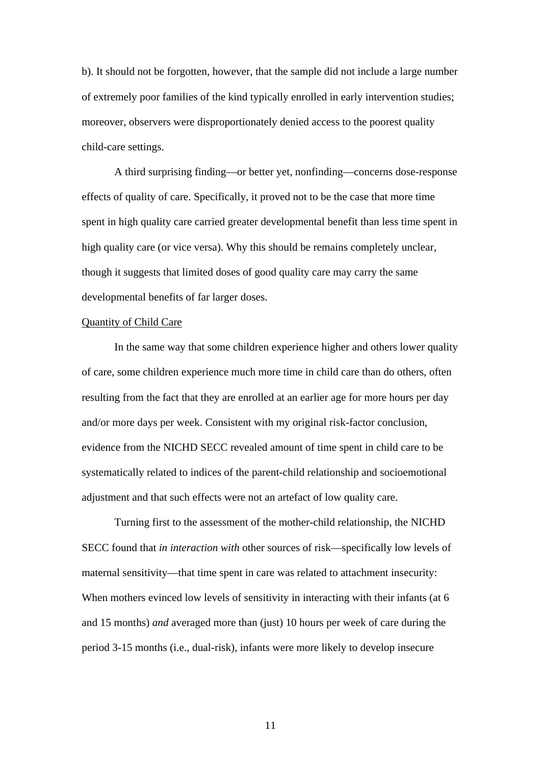b). It should not be forgotten, however, that the sample did not include a large number of extremely poor families of the kind typically enrolled in early intervention studies; moreover, observers were disproportionately denied access to the poorest quality child-care settings.

A third surprising finding—or better yet, nonfinding—concerns dose-response effects of quality of care. Specifically, it proved not to be the case that more time spent in high quality care carried greater developmental benefit than less time spent in high quality care (or vice versa). Why this should be remains completely unclear, though it suggests that limited doses of good quality care may carry the same developmental benefits of far larger doses.

<u>Quantity of Child Care</u>

In the same way that some children experience higher and others lower quality of care, some children experience much more time in child care than do others, often resulting from the fact that they are enrolled at an earlier age for more hours per day and/or more days per week. Consistent with my original risk-factor conclusion, evidence from the NICHD SECC revealed amount of time spent in child care to be systematically related to indices of the parent-child relationship and socioemotional adjustment and that such effects were not an artefact of low quality care.

Turning first to the assessment of the mother-child relationship, the NICHD SECC found that *in interaction with* other sources of risk—specifically low levels of maternal sensitivity—that time spent in care was related to attachment insecurity: When mothers evinced low levels of sensitivity in interacting with their infants (at 6 and 15 months) *and* averaged more than (just) 10 hours per week of care during the period 3-15 months (i.e., dual-risk), infants were more likely to develop insecure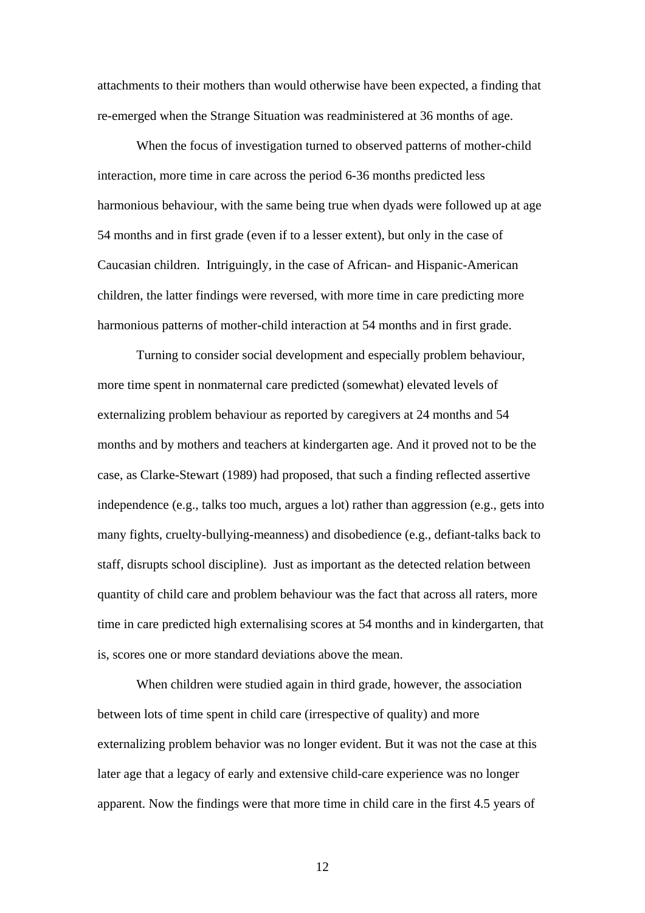attachments to their mothers than would otherwise have been expected, a finding that re-emerged when the Strange Situation was readministered at 36 months of age.

When the focus of investigation turned to observed patterns of mother-child interaction, more time in care across the period 6-36 months predicted less harmonious behaviour, with the same being true when dyads were followed up at age 54 months and in first grade (even if to a lesser extent), but only in the case of Caucasian children. Intriguingly, in the case of African- and Hispanic-American children, the latter findings were reversed, with more time in care predicting more harmonious patterns of mother-child interaction at 54 months and in first grade.

Turning to consider social development and especially problem behaviour, more time spent in nonmaternal care predicted (somewhat) elevated levels of externalizing problem behaviour as reported by caregivers at 24 months and 54 months and by mothers and teachers at kindergarten age. And it proved not to be the case, as Clarke-Stewart (1989) had proposed, that such a finding reflected assertive independence (e.g., talks too much, argues a lot) rather than aggression (e.g., gets into many fights, cruelty-bullying-meanness) and disobedience (e.g., defiant-talks back to staff, disrupts school discipline). Just as important as the detected relation between quantity of child care and problem behaviour was the fact that across all raters, more time in care predicted high externalising scores at 54 months and in kindergarten, that is, scores one or more standard deviations above the mean.

When children were studied again in third grade, however, the association between lots of time spent in child care (irrespective of quality) and more externalizing problem behavior was no longer evident. But it was not the case at this later age that a legacy of early and extensive child-care experience was no longer apparent. Now the findings were that more time in child care in the first 4.5 years of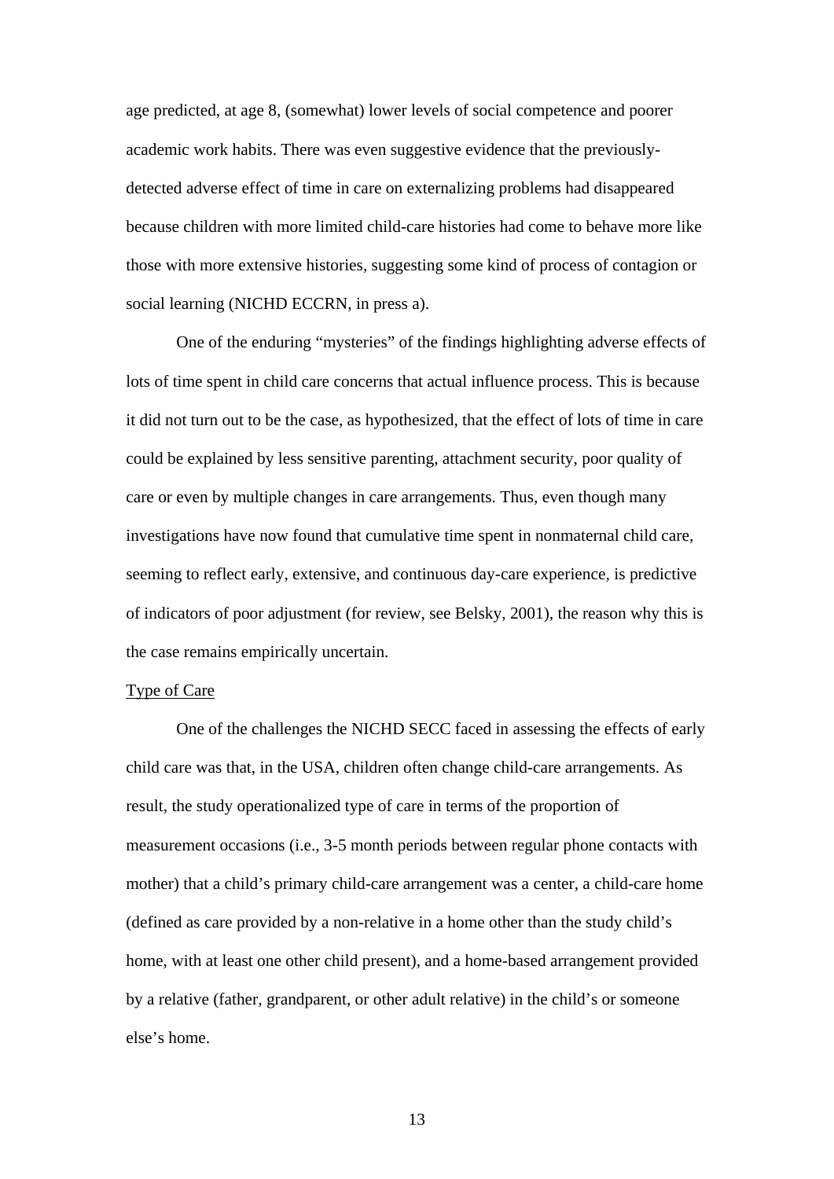age predicted, at age 8, (somewhat) lower levels of social competence and poorer academic work habits. There was even suggestive evidence that the previously-detected adverse effect of time in care on externalizing problems had disappeared because children with more limited child-care histories had come to behave more like those with more extensive histories, suggesting some kind of process of contagion or social learning (NICHD ECCRN, in press a).

One of the enduring "mysteries" of the findings highlighting adverse effects of lots of time spent in child care concerns that actual influence process. This is because it did not turn out to be the case, as hypothesized, that the effect of lots of time in care could be explained by less sensitive parenting, attachment security, poor quality of care or even by multiple changes in care arrangements. Thus, even though many investigations have now found that cumulative time spent in nonmaternal child care, seeming to reflect early, extensive, and continuous day-care experience, is predictive of indicators of poor adjustment (for review, see Belsky, 2001), the reason why this is the case remains empirically uncertain.

<u>Type of Care</u>

One of the challenges the NICHD SECC faced in assessing the effects of early child care was that, in the USA, children often change child-care arrangements. As result, the study operationalized type of care in terms of the proportion of measurement occasions (i.e., 3-5 month periods between regular phone contacts with mother) that a child's primary child-care arrangement was a center, a child-care home (defined as care provided by a non-relative in a home other than the study child's home, with at least one other child present), and a home-based arrangement provided by a relative (father, grandparent, or other adult relative) in the child's or someone else's home.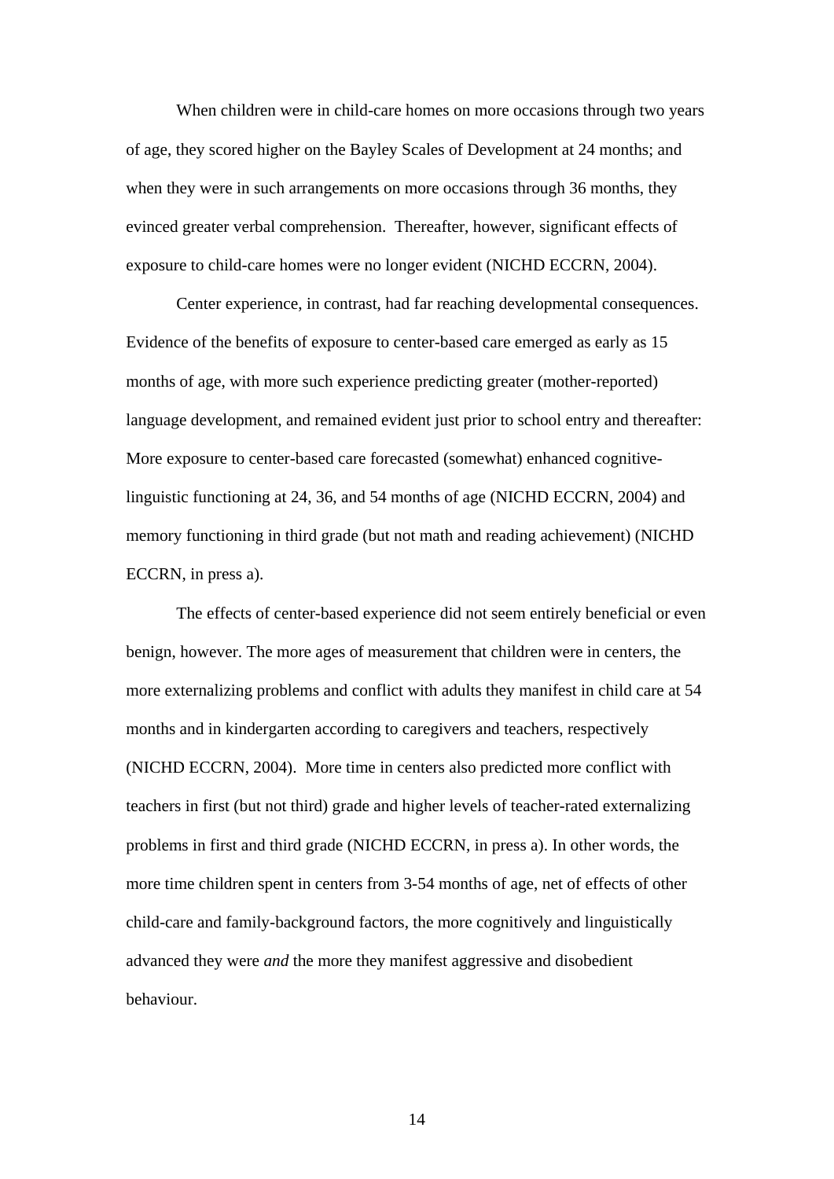When children were in child-care homes on more occasions through two years of age, they scored higher on the Bayley Scales of Development at 24 months; and when they were in such arrangements on more occasions through 36 months, they evinced greater verbal comprehension. Thereafter, however, significant effects of exposure to child-care homes were no longer evident (NICHD ECCRN, 2004).

Center experience, in contrast, had far reaching developmental consequences. Evidence of the benefits of exposure to center-based care emerged as early as 15 months of age, with more such experience predicting greater (mother-reported) language development, and remained evident just prior to school entry and thereafter: More exposure to center-based care forecasted (somewhat) enhanced cognitive-linguistic functioning at 24, 36, and 54 months of age (NICHD ECCRN, 2004) and memory functioning in third grade (but not math and reading achievement) (NICHD ECCRN, in press a).

The effects of center-based experience did not seem entirely beneficial or even benign, however. The more ages of measurement that children were in centers, the more externalizing problems and conflict with adults they manifest in child care at 54 months and in kindergarten according to caregivers and teachers, respectively (NICHD ECCRN, 2004). More time in centers also predicted more conflict with teachers in first (but not third) grade and higher levels of teacher-rated externalizing problems in first and third grade (NICHD ECCRN, in press a). In other words, the more time children spent in centers from 3-54 months of age, net of effects of other child-care and family-background factors, the more cognitively and linguistically advanced they were *and* the more they manifest aggressive and disobedient behaviour.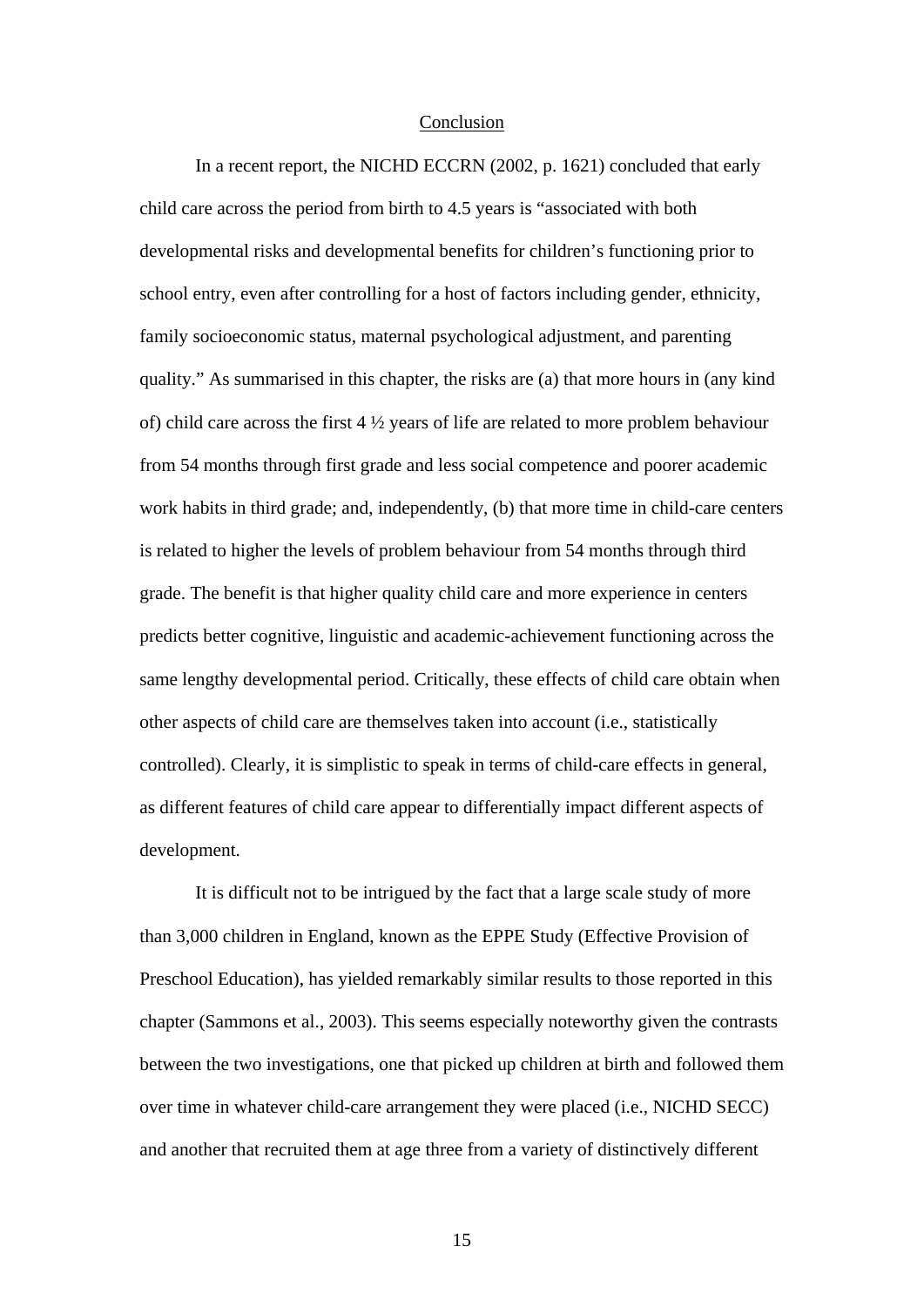## Conclusion

In a recent report, the NICHD ECCRN (2002, p. 1621) concluded that early child care across the period from birth to 4.5 years is "associated with both developmental risks and developmental benefits for children's functioning prior to school entry, even after controlling for a host of factors including gender, ethnicity, family socioeconomic status, maternal psychological adjustment, and parenting quality." As summarised in this chapter, the risks are (a) that more hours in (any kind of) child care across the first 4 ½ years of life are related to more problem behaviour from 54 months through first grade and less social competence and poorer academic work habits in third grade; and, independently, (b) that more time in child-care centers is related to higher the levels of problem behaviour from 54 months through third grade. The benefit is that higher quality child care and more experience in centers predicts better cognitive, linguistic and academic-achievement functioning across the same lengthy developmental period. Critically, these effects of child care obtain when other aspects of child care are themselves taken into account (i.e., statistically controlled). Clearly, it is simplistic to speak in terms of child-care effects in general, as different features of child care appear to differentially impact different aspects of development.

It is difficult not to be intrigued by the fact that a large scale study of more than 3,000 children in England, known as the EPPE Study (Effective Provision of Preschool Education), has yielded remarkably similar results to those reported in this chapter (Sammons et al., 2003). This seems especially noteworthy given the contrasts between the two investigations, one that picked up children at birth and followed them over time in whatever child-care arrangement they were placed (i.e., NICHD SECC) and another that recruited them at age three from a variety of distinctively different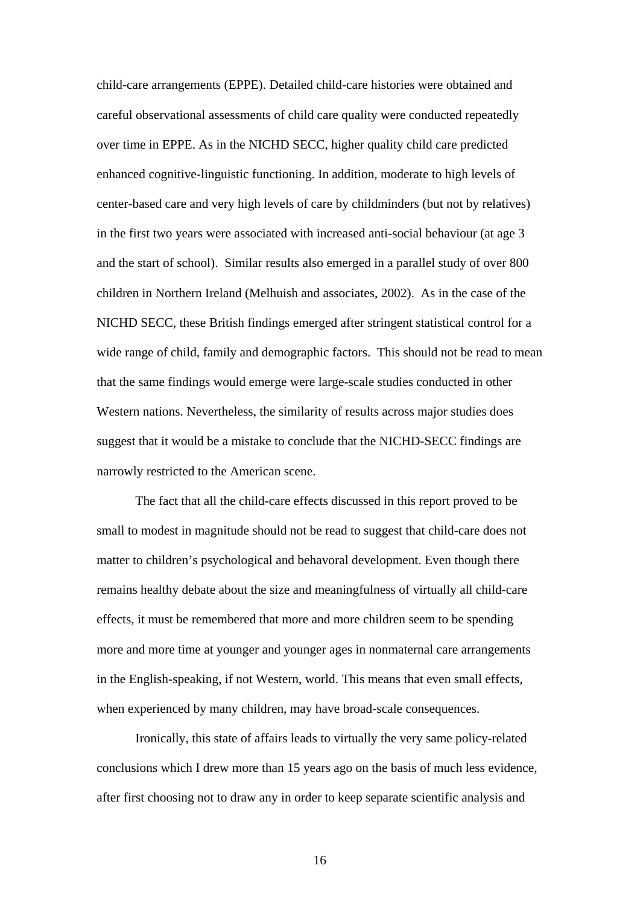child-care arrangements (EPPE). Detailed child-care histories were obtained and careful observational assessments of child care quality were conducted repeatedly over time in EPPE. As in the NICHD SECC, higher quality child care predicted enhanced cognitive-linguistic functioning. In addition, moderate to high levels of center-based care and very high levels of care by childminders (but not by relatives) in the first two years were associated with increased anti-social behaviour (at age 3 and the start of school). Similar results also emerged in a parallel study of over 800 children in Northern Ireland (Melhuish and associates, 2002). As in the case of the NICHD SECC, these British findings emerged after stringent statistical control for a wide range of child, family and demographic factors. This should not be read to mean that the same findings would emerge were large-scale studies conducted in other Western nations. Nevertheless, the similarity of results across major studies does suggest that it would be a mistake to conclude that the NICHD-SECC findings are narrowly restricted to the American scene.

The fact that all the child-care effects discussed in this report proved to be small to modest in magnitude should not be read to suggest that child-care does not matter to children's psychological and behavoral development. Even though there remains healthy debate about the size and meaningfulness of virtually all child-care effects, it must be remembered that more and more children seem to be spending more and more time at younger and younger ages in nonmaternal care arrangements in the English-speaking, if not Western, world. This means that even small effects, when experienced by many children, may have broad-scale consequences.

Ironically, this state of affairs leads to virtually the very same policy-related conclusions which I drew more than 15 years ago on the basis of much less evidence, after first choosing not to draw any in order to keep separate scientific analysis and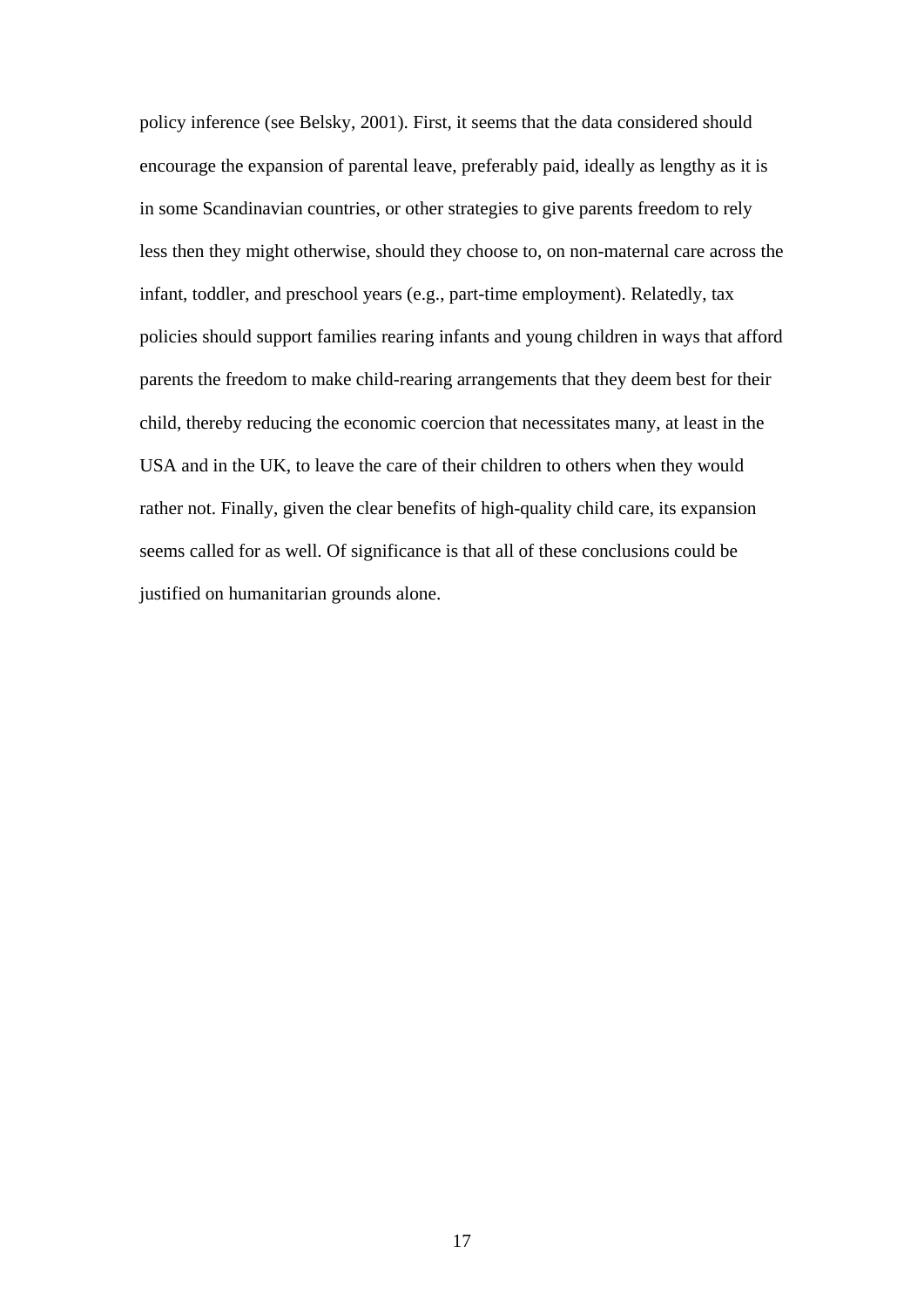policy inference (see Belsky, 2001). First, it seems that the data considered should encourage the expansion of parental leave, preferably paid, ideally as lengthy as it is in some Scandinavian countries, or other strategies to give parents freedom to rely less then they might otherwise, should they choose to, on non-maternal care across the infant, toddler, and preschool years (e.g., part-time employment). Relatedly, tax policies should support families rearing infants and young children in ways that afford parents the freedom to make child-rearing arrangements that they deem best for their child, thereby reducing the economic coercion that necessitates many, at least in the USA and in the UK, to leave the care of their children to others when they would rather not. Finally, given the clear benefits of high-quality child care, its expansion seems called for as well. Of significance is that all of these conclusions could be justified on humanitarian grounds alone.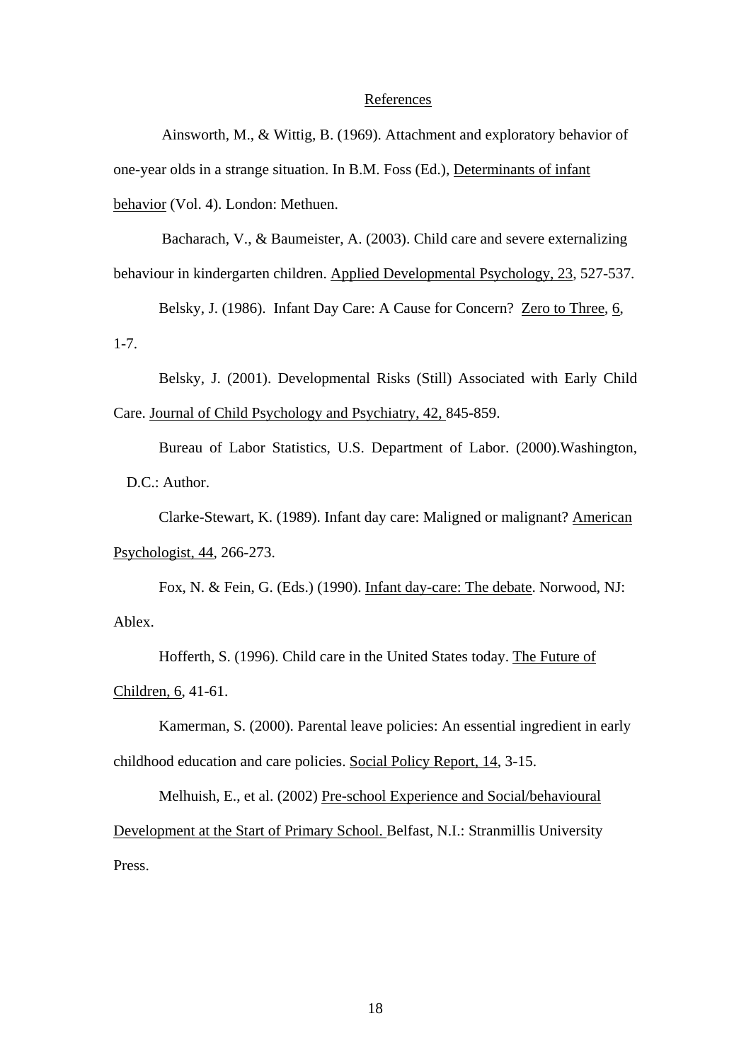## References

Ainsworth, M., & Wittig, B. (1969). Attachment and exploratory behavior of one-year olds in a strange situation. In B.M. Foss (Ed.), Determinants of infant behavior (Vol. 4). London: Methuen.

Bacharach, V., & Baumeister, A. (2003). Child care and severe externalizing behaviour in kindergarten children. Applied Developmental Psychology, 23, 527-537.

Belsky, J. (1986). Infant Day Care: A Cause for Concern? Zero to Three, 6, 1-7.

Belsky, J. (2001). Developmental Risks (Still) Associated with Early Child Care. Journal of Child Psychology and Psychiatry, 42, 845-859.

Bureau of Labor Statistics, U.S. Department of Labor. (2000).Washington, D.C.: Author.

Clarke-Stewart, K. (1989). Infant day care: Maligned or malignant? American Psychologist, 44, 266-273.

Fox, N. & Fein, G. (Eds.) (1990). Infant day-care: The debate. Norwood, NJ: Ablex.

Hofferth, S. (1996). Child care in the United States today. The Future of Children, 6, 41-61.

Kamerman, S. (2000). Parental leave policies: An essential ingredient in early childhood education and care policies. Social Policy Report, 14, 3-15.

Melhuish, E., et al. (2002) Pre-school Experience and Social/behavioural Development at the Start of Primary School. Belfast, N.I.: Stranmillis University Press.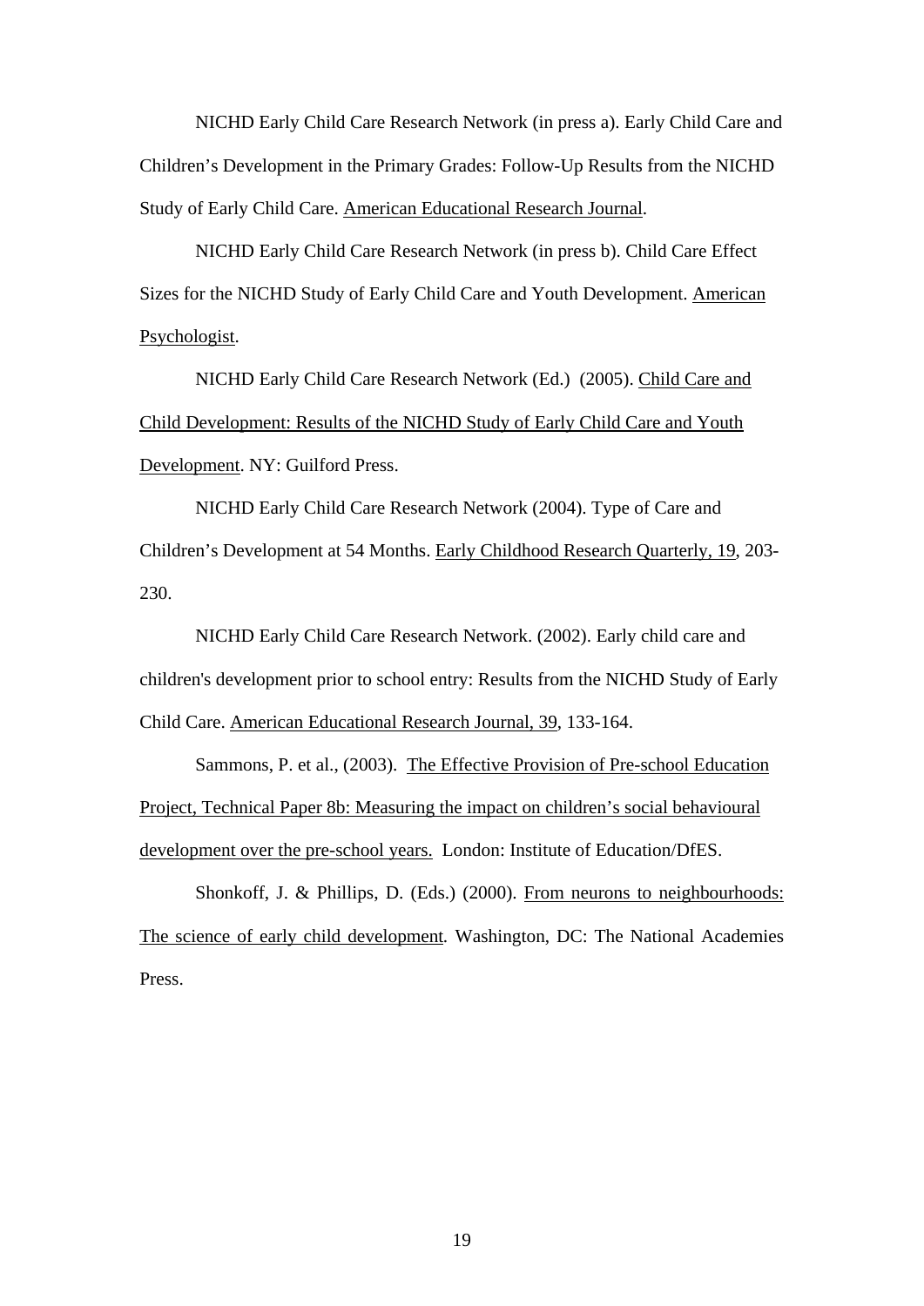NICHD Early Child Care Research Network (in press a). Early Child Care and Children's Development in the Primary Grades: Follow-Up Results from the NICHD Study of Early Child Care. American Educational Research Journal.

NICHD Early Child Care Research Network (in press b). Child Care Effect Sizes for the NICHD Study of Early Child Care and Youth Development. American Psychologist.

NICHD Early Child Care Research Network (Ed.) (2005). Child Care and Child Development: Results of the NICHD Study of Early Child Care and Youth Development. NY: Guilford Press.

NICHD Early Child Care Research Network (2004). Type of Care and Children's Development at 54 Months. Early Childhood Research Quarterly, 19, 203-230.

NICHD Early Child Care Research Network. (2002). Early child care and children's development prior to school entry: Results from the NICHD Study of Early Child Care. American Educational Research Journal, 39, 133-164.

Sammons, P. et al., (2003). The Effective Provision of Pre-school Education Project, Technical Paper 8b: Measuring the impact on children's social behavioural development over the pre-school years. London: Institute of Education/DfES.

Shonkoff, J. & Phillips, D. (Eds.) (2000). From neurons to neighbourhoods: The science of early child development. Washington, DC: The National Academies Press.